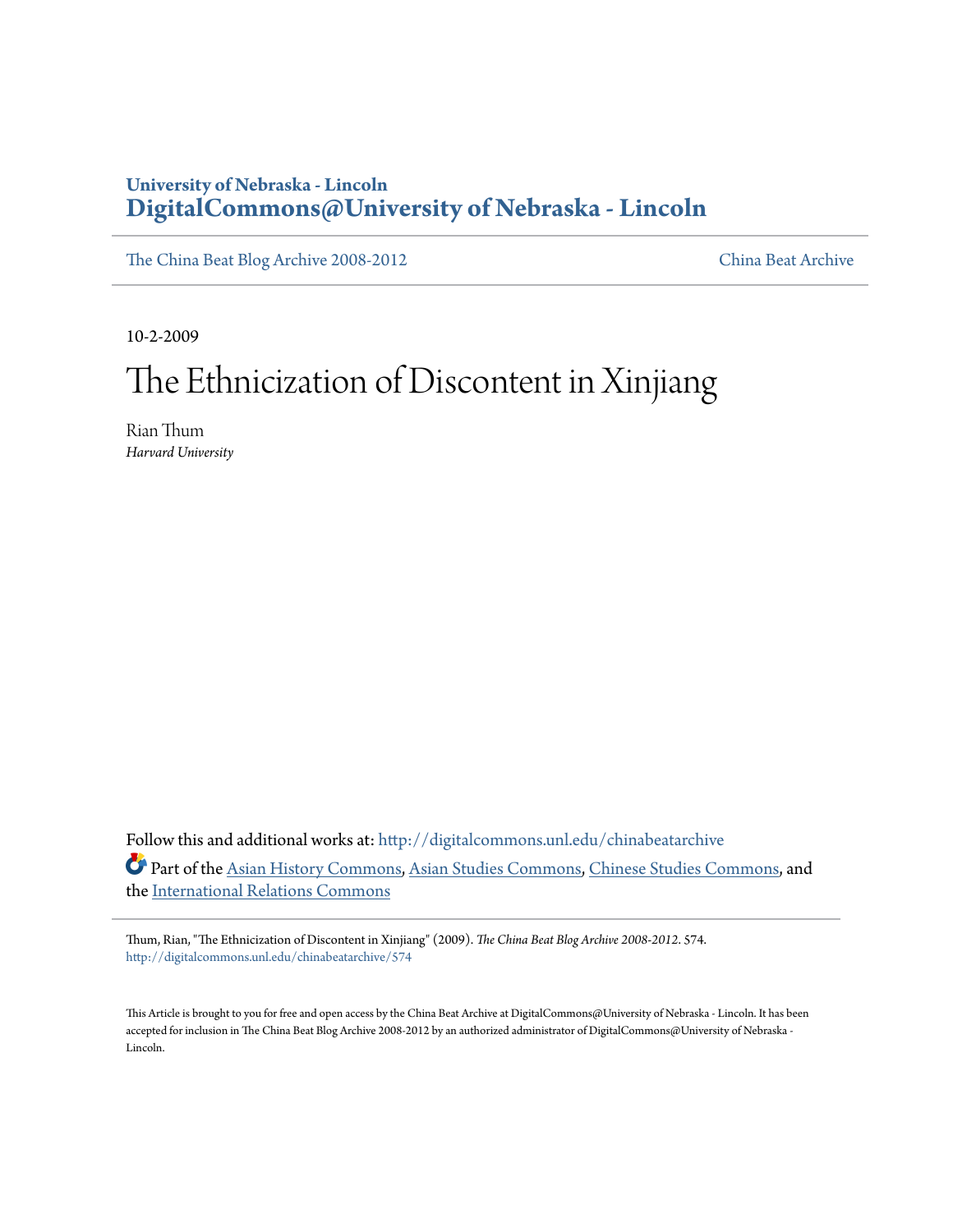University of Nebraska - Lincoln
**DigitalCommons@University of Nebraska - Lincoln**

The China Beat Blog Archive 2008-2012 | China Beat Archive

10-2-2009

# The Ethnicization of Discontent in Xinjiang

Rian Thum
*Harvard University*

Follow this and additional works at: http://digitalcommons.unl.edu/chinabeatarchive

Part of the Asian History Commons, Asian Studies Commons, Chinese Studies Commons, and the International Relations Commons

Thum, Rian, "The Ethnicization of Discontent in Xinjiang" (2009). *The China Beat Blog Archive 2008-2012*. 574.
http://digitalcommons.unl.edu/chinabeatarchive/574

This Article is brought to you for free and open access by the China Beat Archive at DigitalCommons@University of Nebraska - Lincoln. It has been accepted for inclusion in The China Beat Blog Archive 2008-2012 by an authorized administrator of DigitalCommons@University of Nebraska - Lincoln.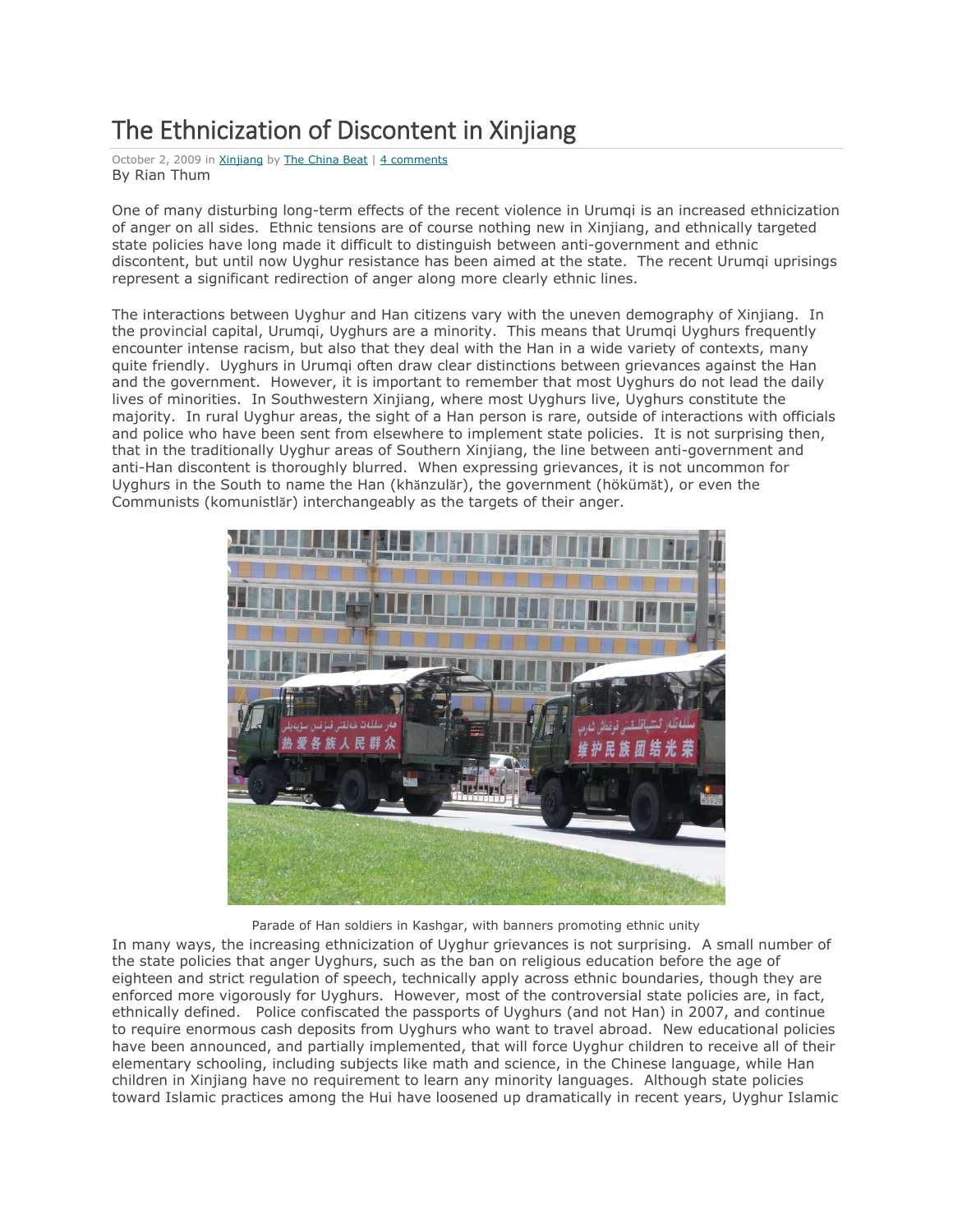# The Ethnicization of Discontent in Xinjiang

October 2, 2009 in Xinjiang by The China Beat | 4 comments

By Rian Thum

One of many disturbing long-term effects of the recent violence in Urumqi is an increased ethnicization of anger on all sides. Ethnic tensions are of course nothing new in Xinjiang, and ethnically targeted state policies have long made it difficult to distinguish between anti-government and ethnic discontent, but until now Uyghur resistance has been aimed at the state. The recent Urumqi uprisings represent a significant redirection of anger along more clearly ethnic lines.

The interactions between Uyghur and Han citizens vary with the uneven demography of Xinjiang. In the provincial capital, Urumqi, Uyghurs are a minority. This means that Urumqi Uyghurs frequently encounter intense racism, but also that they deal with the Han in a wide variety of contexts, many quite friendly. Uyghurs in Urumqi often draw clear distinctions between grievances against the Han and the government. However, it is important to remember that most Uyghurs do not lead the daily lives of minorities. In Southwestern Xinjiang, where most Uyghurs live, Uyghurs constitute the majority. In rural Uyghur areas, the sight of a Han person is rare, outside of interactions with officials and police who have been sent from elsewhere to implement state policies. It is not surprising then, that in the traditionally Uyghur areas of Southern Xinjiang, the line between anti-government and anti-Han discontent is thoroughly blurred. When expressing grievances, it is not uncommon for Uyghurs in the South to name the Han (khănzulăr), the government (hökümăt), or even the Communists (komunistlăr) interchangeably as the targets of their anger.

Parade of Han soldiers in Kashgar, with banners promoting ethnic unity

In many ways, the increasing ethnicization of Uyghur grievances is not surprising. A small number of the state policies that anger Uyghurs, such as the ban on religious education before the age of eighteen and strict regulation of speech, technically apply across ethnic boundaries, though they are enforced more vigorously for Uyghurs. However, most of the controversial state policies are, in fact, ethnically defined. Police confiscated the passports of Uyghurs (and not Han) in 2007, and continue to require enormous cash deposits from Uyghurs who want to travel abroad. New educational policies have been announced, and partially implemented, that will force Uyghur children to receive all of their elementary schooling, including subjects like math and science, in the Chinese language, while Han children in Xinjiang have no requirement to learn any minority languages. Although state policies toward Islamic practices among the Hui have loosened up dramatically in recent years, Uyghur Islamic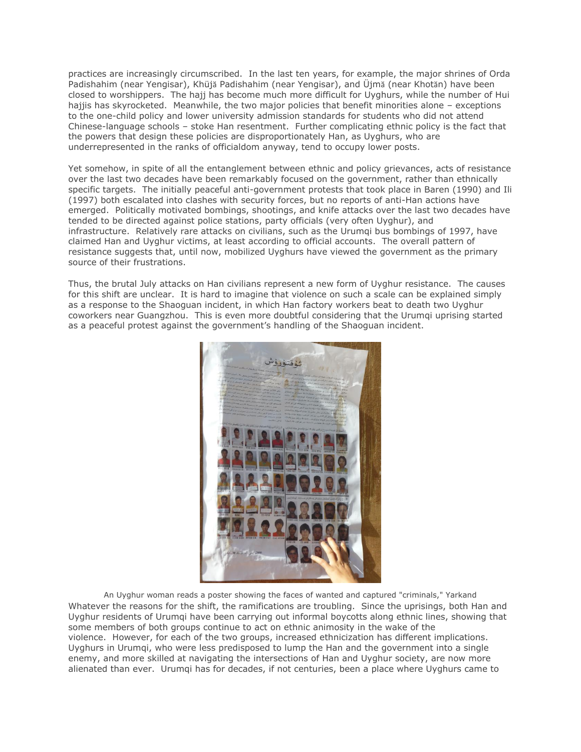practices are increasingly circumscribed. In the last ten years, for example, the major shrines of Orda Padishahim (near Yengisar), Khüjă Padishahim (near Yengisar), and Üjmă (near Khotăn) have been closed to worshippers. The hajj has become much more difficult for Uyghurs, while the number of Hui hajjis has skyrocketed. Meanwhile, the two major policies that benefit minorities alone – exceptions to the one-child policy and lower university admission standards for students who did not attend Chinese-language schools – stoke Han resentment. Further complicating ethnic policy is the fact that the powers that design these policies are disproportionately Han, as Uyghurs, who are underrepresented in the ranks of officialdom anyway, tend to occupy lower posts.

Yet somehow, in spite of all the entanglement between ethnic and policy grievances, acts of resistance over the last two decades have been remarkably focused on the government, rather than ethnically specific targets. The initially peaceful anti-government protests that took place in Baren (1990) and Ili (1997) both escalated into clashes with security forces, but no reports of anti-Han actions have emerged. Politically motivated bombings, shootings, and knife attacks over the last two decades have tended to be directed against police stations, party officials (very often Uyghur), and infrastructure. Relatively rare attacks on civilians, such as the Urumqi bus bombings of 1997, have claimed Han and Uyghur victims, at least according to official accounts. The overall pattern of resistance suggests that, until now, mobilized Uyghurs have viewed the government as the primary source of their frustrations.

Thus, the brutal July attacks on Han civilians represent a new form of Uyghur resistance. The causes for this shift are unclear. It is hard to imagine that violence on such a scale can be explained simply as a response to the Shaoguan incident, in which Han factory workers beat to death two Uyghur coworkers near Guangzhou. This is even more doubtful considering that the Urumqi uprising started as a peaceful protest against the government's handling of the Shaoguan incident.

An Uyghur woman reads a poster showing the faces of wanted and captured "criminals," Yarkand

Whatever the reasons for the shift, the ramifications are troubling. Since the uprisings, both Han and Uyghur residents of Urumqi have been carrying out informal boycotts along ethnic lines, showing that some members of both groups continue to act on ethnic animosity in the wake of the violence. However, for each of the two groups, increased ethnicization has different implications. Uyghurs in Urumqi, who were less predisposed to lump the Han and the government into a single enemy, and more skilled at navigating the intersections of Han and Uyghur society, are now more alienated than ever. Urumqi has for decades, if not centuries, been a place where Uyghurs came to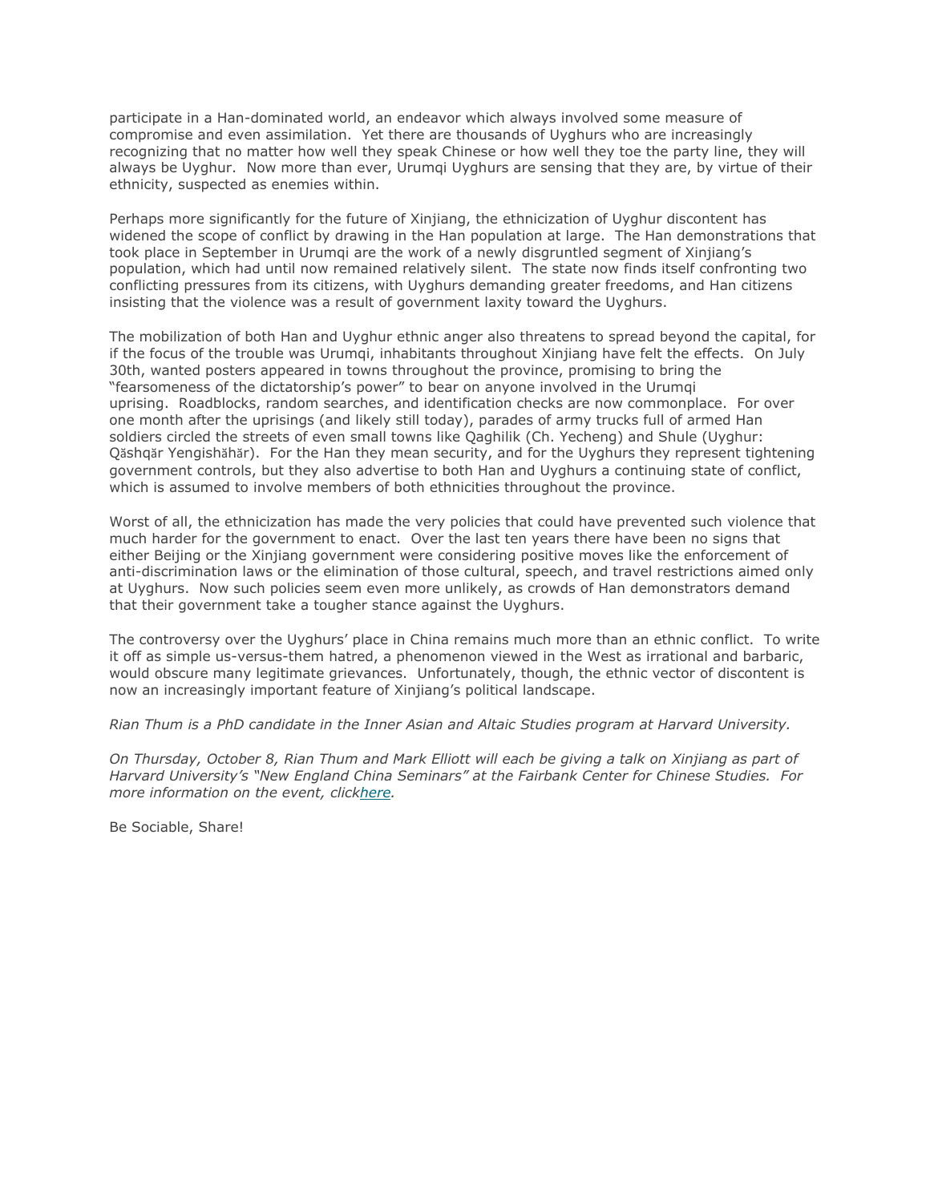participate in a Han-dominated world, an endeavor which always involved some measure of compromise and even assimilation. Yet there are thousands of Uyghurs who are increasingly recognizing that no matter how well they speak Chinese or how well they toe the party line, they will always be Uyghur. Now more than ever, Urumqi Uyghurs are sensing that they are, by virtue of their ethnicity, suspected as enemies within.

Perhaps more significantly for the future of Xinjiang, the ethnicization of Uyghur discontent has widened the scope of conflict by drawing in the Han population at large. The Han demonstrations that took place in September in Urumqi are the work of a newly disgruntled segment of Xinjiang's population, which had until now remained relatively silent. The state now finds itself confronting two conflicting pressures from its citizens, with Uyghurs demanding greater freedoms, and Han citizens insisting that the violence was a result of government laxity toward the Uyghurs.

The mobilization of both Han and Uyghur ethnic anger also threatens to spread beyond the capital, for if the focus of the trouble was Urumqi, inhabitants throughout Xinjiang have felt the effects. On July 30th, wanted posters appeared in towns throughout the province, promising to bring the "fearsomeness of the dictatorship's power" to bear on anyone involved in the Urumqi uprising. Roadblocks, random searches, and identification checks are now commonplace. For over one month after the uprisings (and likely still today), parades of army trucks full of armed Han soldiers circled the streets of even small towns like Qaghilik (Ch. Yecheng) and Shule (Uyghur: Qăshqăr Yengishăhăr). For the Han they mean security, and for the Uyghurs they represent tightening government controls, but they also advertise to both Han and Uyghurs a continuing state of conflict, which is assumed to involve members of both ethnicities throughout the province.

Worst of all, the ethnicization has made the very policies that could have prevented such violence that much harder for the government to enact. Over the last ten years there have been no signs that either Beijing or the Xinjiang government were considering positive moves like the enforcement of anti-discrimination laws or the elimination of those cultural, speech, and travel restrictions aimed only at Uyghurs. Now such policies seem even more unlikely, as crowds of Han demonstrators demand that their government take a tougher stance against the Uyghurs.

The controversy over the Uyghurs' place in China remains much more than an ethnic conflict. To write it off as simple us-versus-them hatred, a phenomenon viewed in the West as irrational and barbaric, would obscure many legitimate grievances. Unfortunately, though, the ethnic vector of discontent is now an increasingly important feature of Xinjiang's political landscape.

*Rian Thum is a PhD candidate in the Inner Asian and Altaic Studies program at Harvard University.*

*On Thursday, October 8, Rian Thum and Mark Elliott will each be giving a talk on Xinjiang as part of Harvard University's "New England China Seminars" at the Fairbank Center for Chinese Studies. For more information on the event, clickhere.*

Be Sociable, Share!